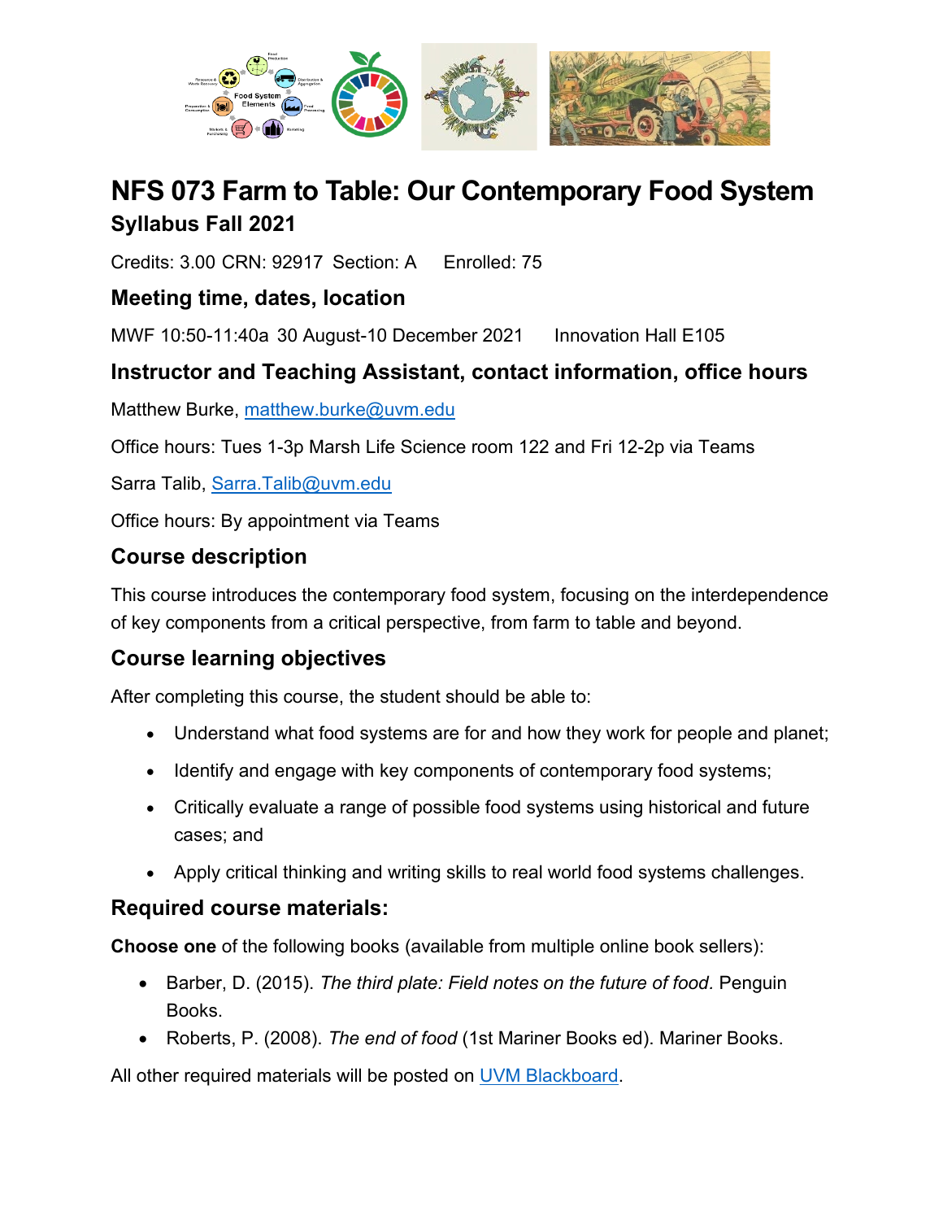# NFS 073 Farm to Table: Our Contemporary Food System

## Syllabus Fall 2021

Credits: 3.00 CRN: 92917 Section: A   Enrolled: 75

## Meeting time, dates, location

MWF 10:50-11:40a 30 August-10 December 2021   Innovation Hall E105

## Instructor and Teaching Assistant, contact information, office hours

Matthew Burke, matthew.burke@uvm.edu

Office hours: Tues 1-3p Marsh Life Science room 122 and Fri 12-2p via Teams

Sarra Talib, Sarra.Talib@uvm.edu

Office hours: By appointment via Teams

## Course description

This course introduces the contemporary food system, focusing on the interdependence of key components from a critical perspective, from farm to table and beyond.

## Course learning objectives

After completing this course, the student should be able to:

- Understand what food systems are for and how they work for people and planet;
- Identify and engage with key components of contemporary food systems;
- Critically evaluate a range of possible food systems using historical and future cases; and
- Apply critical thinking and writing skills to real world food systems challenges.

## Required course materials:

**Choose one** of the following books (available from multiple online book sellers):

- Barber, D. (2015). *The third plate: Field notes on the future of food*. Penguin Books.
- Roberts, P. (2008). *The end of food* (1st Mariner Books ed). Mariner Books.

All other required materials will be posted on UVM Blackboard.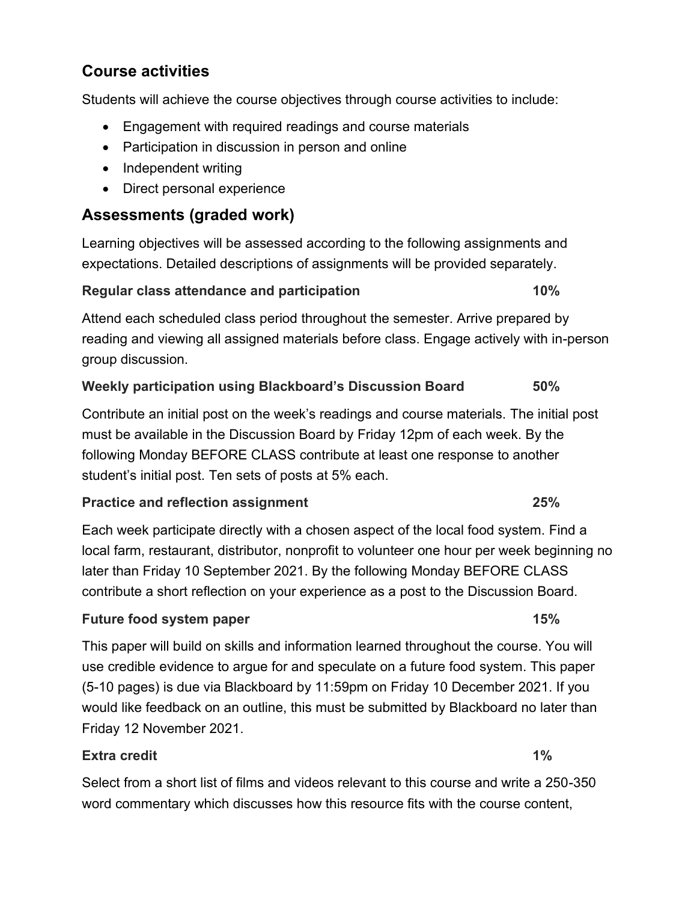## Course activities

Students will achieve the course objectives through course activities to include:

- Engagement with required readings and course materials
- Participation in discussion in person and online
- Independent writing
- Direct personal experience

## Assessments (graded work)

Learning objectives will be assessed according to the following assignments and expectations. Detailed descriptions of assignments will be provided separately.

**Regular class attendance and participation 10%**

Attend each scheduled class period throughout the semester. Arrive prepared by reading and viewing all assigned materials before class. Engage actively with in-person group discussion.

**Weekly participation using Blackboard's Discussion Board 50%**

Contribute an initial post on the week's readings and course materials. The initial post must be available in the Discussion Board by Friday 12pm of each week. By the following Monday BEFORE CLASS contribute at least one response to another student's initial post. Ten sets of posts at 5% each.

**Practice and reflection assignment 25%**

Each week participate directly with a chosen aspect of the local food system. Find a local farm, restaurant, distributor, nonprofit to volunteer one hour per week beginning no later than Friday 10 September 2021. By the following Monday BEFORE CLASS contribute a short reflection on your experience as a post to the Discussion Board.

**Future food system paper 15%**

This paper will build on skills and information learned throughout the course. You will use credible evidence to argue for and speculate on a future food system. This paper (5-10 pages) is due via Blackboard by 11:59pm on Friday 10 December 2021. If you would like feedback on an outline, this must be submitted by Blackboard no later than Friday 12 November 2021.

**Extra credit 1%**

Select from a short list of films and videos relevant to this course and write a 250-350 word commentary which discusses how this resource fits with the course content,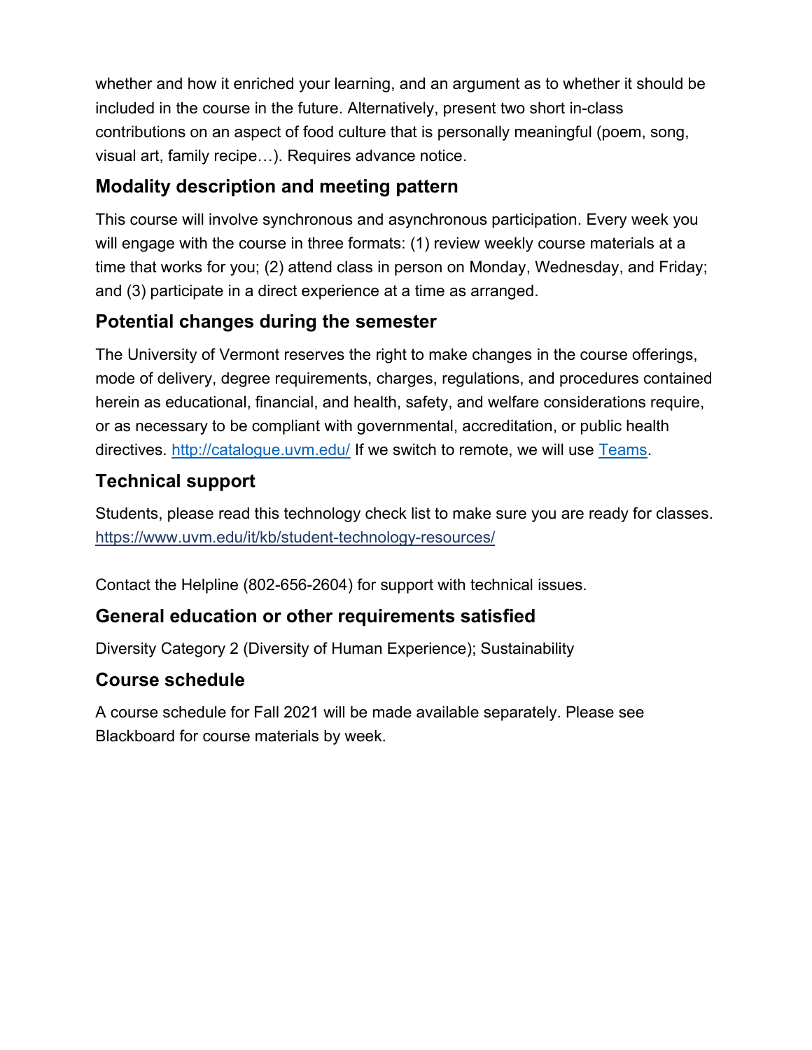whether and how it enriched your learning, and an argument as to whether it should be included in the course in the future. Alternatively, present two short in-class contributions on an aspect of food culture that is personally meaningful (poem, song, visual art, family recipe…). Requires advance notice.

## Modality description and meeting pattern

This course will involve synchronous and asynchronous participation. Every week you will engage with the course in three formats: (1) review weekly course materials at a time that works for you; (2) attend class in person on Monday, Wednesday, and Friday; and (3) participate in a direct experience at a time as arranged.

## Potential changes during the semester

The University of Vermont reserves the right to make changes in the course offerings, mode of delivery, degree requirements, charges, regulations, and procedures contained herein as educational, financial, and health, safety, and welfare considerations require, or as necessary to be compliant with governmental, accreditation, or public health directives. [http://catalogue.uvm.edu/](http://catalogue.uvm.edu/) If we switch to remote, we will use Teams.

## Technical support

Students, please read this technology check list to make sure you are ready for classes.
[https://www.uvm.edu/it/kb/student-technology-resources/](https://www.uvm.edu/it/kb/student-technology-resources/)

Contact the Helpline (802-656-2604) for support with technical issues.

## General education or other requirements satisfied

Diversity Category 2 (Diversity of Human Experience); Sustainability

## Course schedule

A course schedule for Fall 2021 will be made available separately. Please see Blackboard for course materials by week.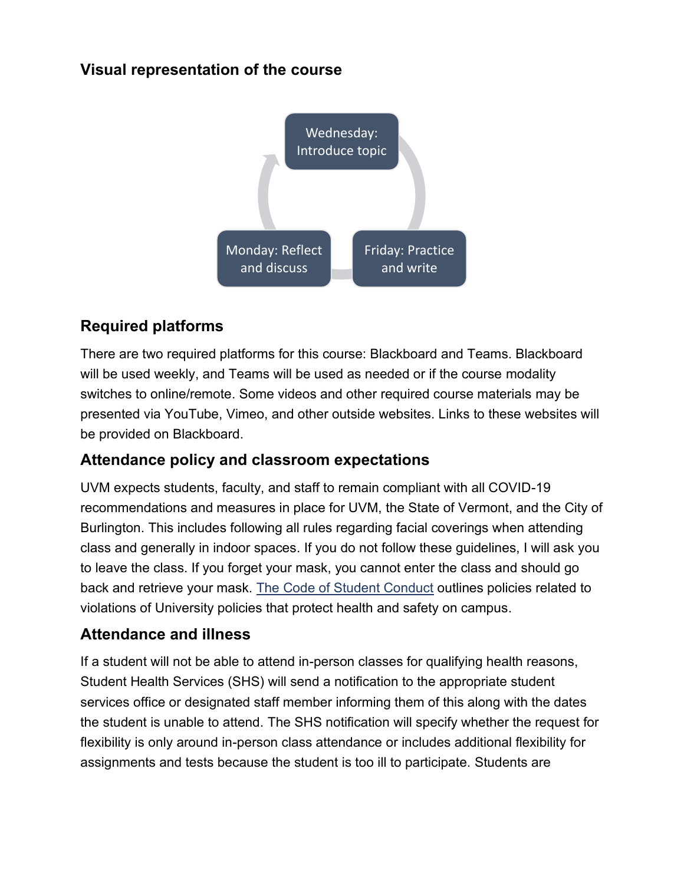### Visual representation of the course

Wednesday: Introduce topic

Friday: Practice and write

Monday: Reflect and discuss

## Required platforms

There are two required platforms for this course: Blackboard and Teams. Blackboard will be used weekly, and Teams will be used as needed or if the course modality switches to online/remote. Some videos and other required course materials may be presented via YouTube, Vimeo, and other outside websites. Links to these websites will be provided on Blackboard.

## Attendance policy and classroom expectations

UVM expects students, faculty, and staff to remain compliant with all COVID-19 recommendations and measures in place for UVM, the State of Vermont, and the City of Burlington. This includes following all rules regarding facial coverings when attending class and generally in indoor spaces. If you do not follow these guidelines, I will ask you to leave the class. If you forget your mask, you cannot enter the class and should go back and retrieve your mask. The Code of Student Conduct outlines policies related to violations of University policies that protect health and safety on campus.

## Attendance and illness

If a student will not be able to attend in-person classes for qualifying health reasons, Student Health Services (SHS) will send a notification to the appropriate student services office or designated staff member informing them of this along with the dates the student is unable to attend. The SHS notification will specify whether the request for flexibility is only around in-person class attendance or includes additional flexibility for assignments and tests because the student is too ill to participate. Students are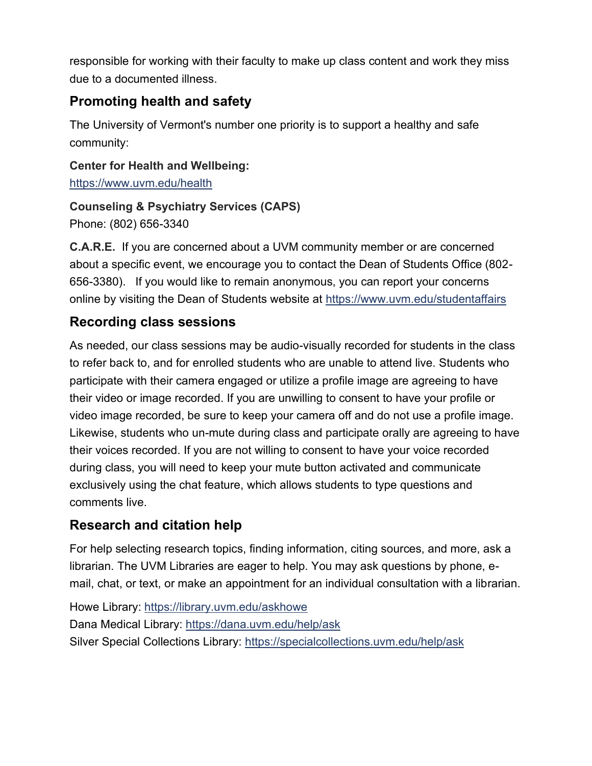responsible for working with their faculty to make up class content and work they miss due to a documented illness.

## Promoting health and safety

The University of Vermont's number one priority is to support a healthy and safe community:

**Center for Health and Wellbeing:**
https://www.uvm.edu/health

**Counseling & Psychiatry Services (CAPS)**
Phone: (802) 656-3340

**C.A.R.E.** If you are concerned about a UVM community member or are concerned about a specific event, we encourage you to contact the Dean of Students Office (802-656-3380). If you would like to remain anonymous, you can report your concerns online by visiting the Dean of Students website at https://www.uvm.edu/studentaffairs

## Recording class sessions

As needed, our class sessions may be audio-visually recorded for students in the class to refer back to, and for enrolled students who are unable to attend live. Students who participate with their camera engaged or utilize a profile image are agreeing to have their video or image recorded. If you are unwilling to consent to have your profile or video image recorded, be sure to keep your camera off and do not use a profile image. Likewise, students who un-mute during class and participate orally are agreeing to have their voices recorded. If you are not willing to consent to have your voice recorded during class, you will need to keep your mute button activated and communicate exclusively using the chat feature, which allows students to type questions and comments live.

## Research and citation help

For help selecting research topics, finding information, citing sources, and more, ask a librarian. The UVM Libraries are eager to help. You may ask questions by phone, e-mail, chat, or text, or make an appointment for an individual consultation with a librarian.

Howe Library: https://library.uvm.edu/askhowe
Dana Medical Library: https://dana.uvm.edu/help/ask
Silver Special Collections Library: https://specialcollections.uvm.edu/help/ask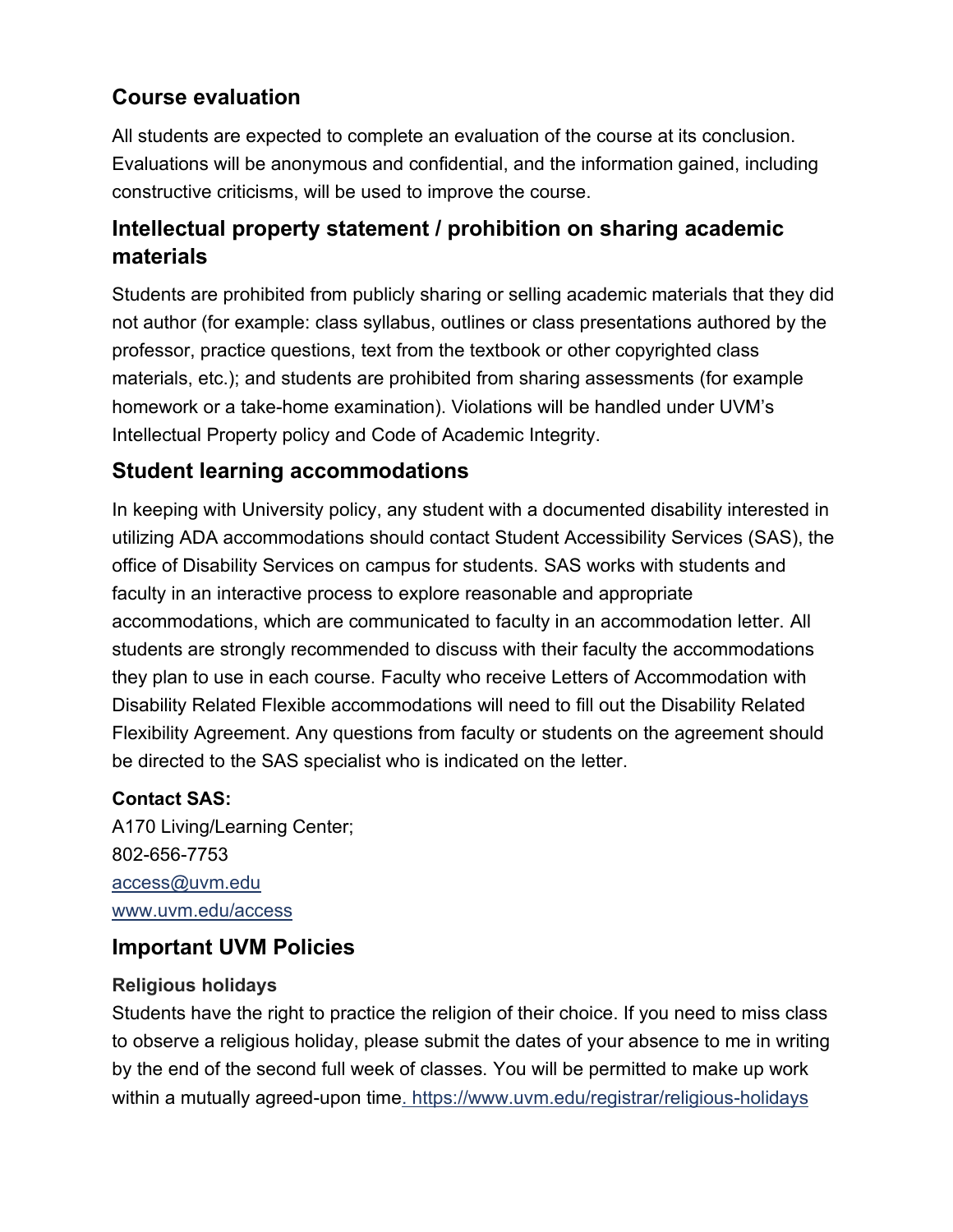## Course evaluation

All students are expected to complete an evaluation of the course at its conclusion. Evaluations will be anonymous and confidential, and the information gained, including constructive criticisms, will be used to improve the course.

## Intellectual property statement / prohibition on sharing academic materials

Students are prohibited from publicly sharing or selling academic materials that they did not author (for example: class syllabus, outlines or class presentations authored by the professor, practice questions, text from the textbook or other copyrighted class materials, etc.); and students are prohibited from sharing assessments (for example homework or a take-home examination). Violations will be handled under UVM's Intellectual Property policy and Code of Academic Integrity.

## Student learning accommodations

In keeping with University policy, any student with a documented disability interested in utilizing ADA accommodations should contact Student Accessibility Services (SAS), the office of Disability Services on campus for students. SAS works with students and faculty in an interactive process to explore reasonable and appropriate accommodations, which are communicated to faculty in an accommodation letter. All students are strongly recommended to discuss with their faculty the accommodations they plan to use in each course. Faculty who receive Letters of Accommodation with Disability Related Flexible accommodations will need to fill out the Disability Related Flexibility Agreement. Any questions from faculty or students on the agreement should be directed to the SAS specialist who is indicated on the letter.

**Contact SAS:**
A170 Living/Learning Center;
802-656-7753
access@uvm.edu
www.uvm.edu/access

## Important UVM Policies

### Religious holidays

Students have the right to practice the religion of their choice. If you need to miss class to observe a religious holiday, please submit the dates of your absence to me in writing by the end of the second full week of classes. You will be permitted to make up work within a mutually agreed-upon time. https://www.uvm.edu/registrar/religious-holidays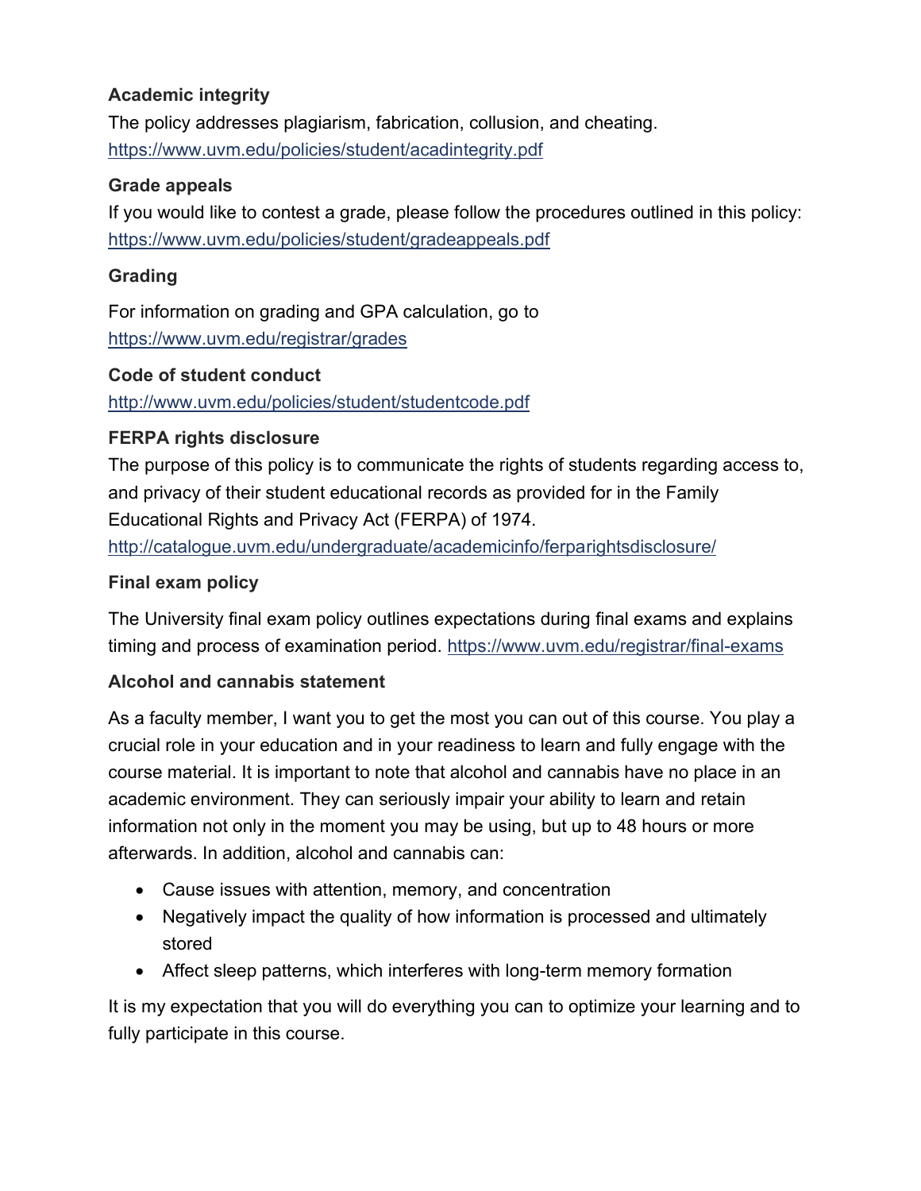### Academic integrity

The policy addresses plagiarism, fabrication, collusion, and cheating.
https://www.uvm.edu/policies/student/acadintegrity.pdf

### Grade appeals

If you would like to contest a grade, please follow the procedures outlined in this policy: https://www.uvm.edu/policies/student/gradeappeals.pdf

### Grading

For information on grading and GPA calculation, go to
https://www.uvm.edu/registrar/grades

### Code of student conduct

http://www.uvm.edu/policies/student/studentcode.pdf

### FERPA rights disclosure

The purpose of this policy is to communicate the rights of students regarding access to, and privacy of their student educational records as provided for in the Family Educational Rights and Privacy Act (FERPA) of 1974.
http://catalogue.uvm.edu/undergraduate/academicinfo/ferparightsdisclosure/

### Final exam policy

The University final exam policy outlines expectations during final exams and explains timing and process of examination period. https://www.uvm.edu/registrar/final-exams

### Alcohol and cannabis statement

As a faculty member, I want you to get the most you can out of this course. You play a crucial role in your education and in your readiness to learn and fully engage with the course material. It is important to note that alcohol and cannabis have no place in an academic environment. They can seriously impair your ability to learn and retain information not only in the moment you may be using, but up to 48 hours or more afterwards. In addition, alcohol and cannabis can:

- Cause issues with attention, memory, and concentration
- Negatively impact the quality of how information is processed and ultimately stored
- Affect sleep patterns, which interferes with long-term memory formation

It is my expectation that you will do everything you can to optimize your learning and to fully participate in this course.